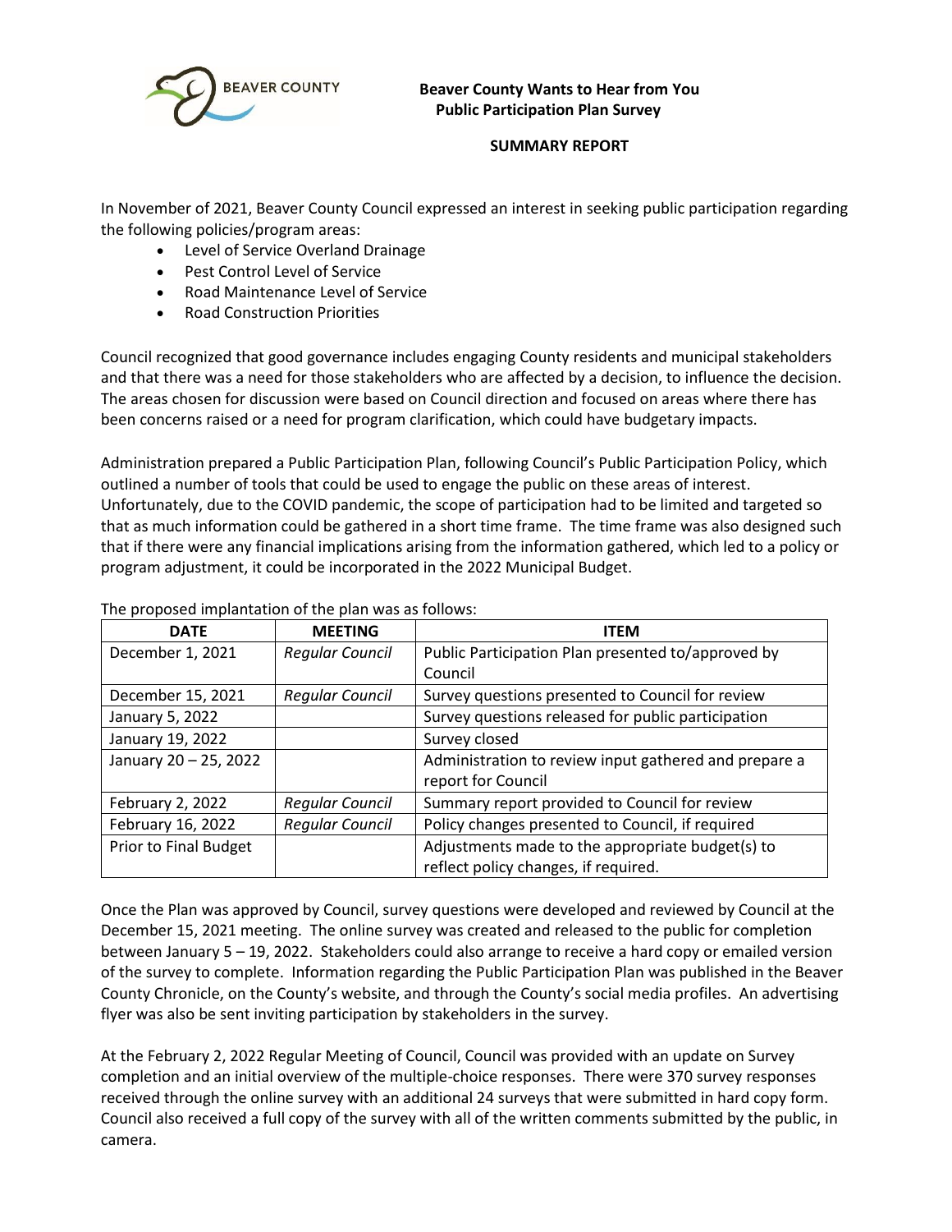BEAVER COUNTY

**Beaver County Wants to Hear from You**
**Public Participation Plan Survey**

**SUMMARY REPORT**

In November of 2021, Beaver County Council expressed an interest in seeking public participation regarding the following policies/program areas:

- Level of Service Overland Drainage
- Pest Control Level of Service
- Road Maintenance Level of Service
- Road Construction Priorities

Council recognized that good governance includes engaging County residents and municipal stakeholders and that there was a need for those stakeholders who are affected by a decision, to influence the decision. The areas chosen for discussion were based on Council direction and focused on areas where there has been concerns raised or a need for program clarification, which could have budgetary impacts.

Administration prepared a Public Participation Plan, following Council's Public Participation Policy, which outlined a number of tools that could be used to engage the public on these areas of interest. Unfortunately, due to the COVID pandemic, the scope of participation had to be limited and targeted so that as much information could be gathered in a short time frame. The time frame was also designed such that if there were any financial implications arising from the information gathered, which led to a policy or program adjustment, it could be incorporated in the 2022 Municipal Budget.

The proposed implantation of the plan was as follows:

| DATE | MEETING | ITEM |
|---|---|---|
| December 1, 2021 | *Regular Council* | Public Participation Plan presented to/approved by Council |
| December 15, 2021 | *Regular Council* | Survey questions presented to Council for review |
| January 5, 2022 | | Survey questions released for public participation |
| January 19, 2022 | | Survey closed |
| January 20 – 25, 2022 | | Administration to review input gathered and prepare a report for Council |
| February 2, 2022 | *Regular Council* | Summary report provided to Council for review |
| February 16, 2022 | *Regular Council* | Policy changes presented to Council, if required |
| Prior to Final Budget | | Adjustments made to the appropriate budget(s) to reflect policy changes, if required. |

Once the Plan was approved by Council, survey questions were developed and reviewed by Council at the December 15, 2021 meeting. The online survey was created and released to the public for completion between January 5 – 19, 2022. Stakeholders could also arrange to receive a hard copy or emailed version of the survey to complete. Information regarding the Public Participation Plan was published in the Beaver County Chronicle, on the County's website, and through the County's social media profiles. An advertising flyer was also be sent inviting participation by stakeholders in the survey.

At the February 2, 2022 Regular Meeting of Council, Council was provided with an update on Survey completion and an initial overview of the multiple-choice responses. There were 370 survey responses received through the online survey with an additional 24 surveys that were submitted in hard copy form. Council also received a full copy of the survey with all of the written comments submitted by the public, in camera.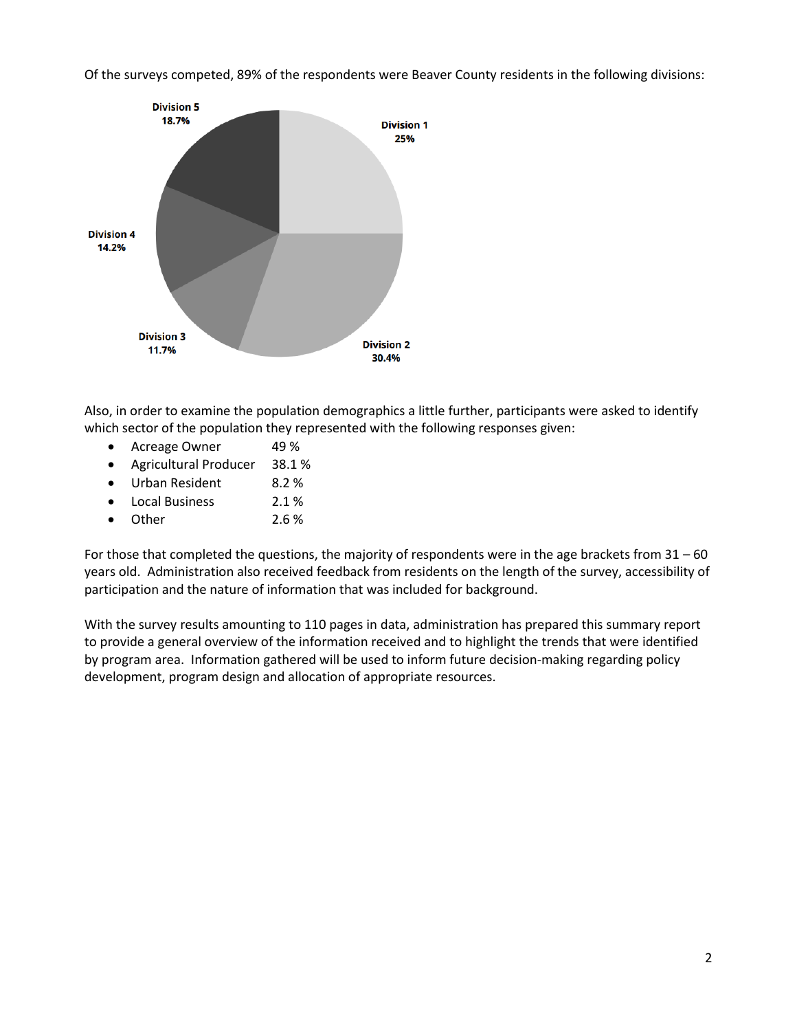Of the surveys competed, 89% of the respondents were Beaver County residents in the following divisions:

Division 5 18.7%

Division 1 25%

Division 4 14.2%

Division 3 11.7%

Division 2 30.4%

Also, in order to examine the population demographics a little further, participants were asked to identify which sector of the population they represented with the following responses given:

- Acreage Owner 49 %
- Agricultural Producer 38.1 %
- Urban Resident 8.2 %
- Local Business 2.1 %
- Other 2.6 %

For those that completed the questions, the majority of respondents were in the age brackets from 31 – 60 years old. Administration also received feedback from residents on the length of the survey, accessibility of participation and the nature of information that was included for background.

With the survey results amounting to 110 pages in data, administration has prepared this summary report to provide a general overview of the information received and to highlight the trends that were identified by program area. Information gathered will be used to inform future decision-making regarding policy development, program design and allocation of appropriate resources.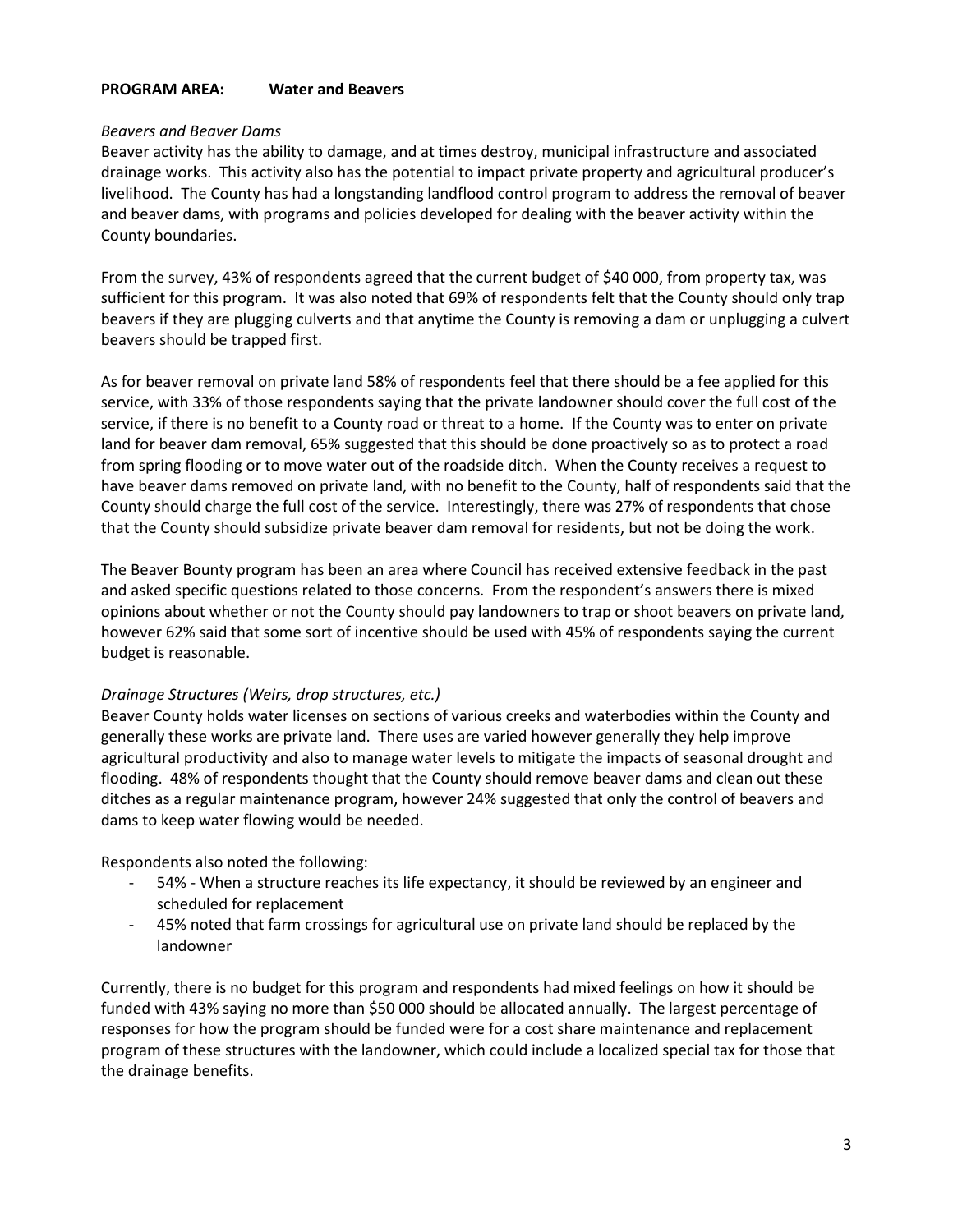**PROGRAM AREA: Water and Beavers**

*Beavers and Beaver Dams*

Beaver activity has the ability to damage, and at times destroy, municipal infrastructure and associated drainage works. This activity also has the potential to impact private property and agricultural producer's livelihood. The County has had a longstanding landflood control program to address the removal of beaver and beaver dams, with programs and policies developed for dealing with the beaver activity within the County boundaries.

From the survey, 43% of respondents agreed that the current budget of $40 000, from property tax, was sufficient for this program. It was also noted that 69% of respondents felt that the County should only trap beavers if they are plugging culverts and that anytime the County is removing a dam or unplugging a culvert beavers should be trapped first.

As for beaver removal on private land 58% of respondents feel that there should be a fee applied for this service, with 33% of those respondents saying that the private landowner should cover the full cost of the service, if there is no benefit to a County road or threat to a home. If the County was to enter on private land for beaver dam removal, 65% suggested that this should be done proactively so as to protect a road from spring flooding or to move water out of the roadside ditch. When the County receives a request to have beaver dams removed on private land, with no benefit to the County, half of respondents said that the County should charge the full cost of the service. Interestingly, there was 27% of respondents that chose that the County should subsidize private beaver dam removal for residents, but not be doing the work.

The Beaver Bounty program has been an area where Council has received extensive feedback in the past and asked specific questions related to those concerns. From the respondent's answers there is mixed opinions about whether or not the County should pay landowners to trap or shoot beavers on private land, however 62% said that some sort of incentive should be used with 45% of respondents saying the current budget is reasonable.

*Drainage Structures (Weirs, drop structures, etc.)*

Beaver County holds water licenses on sections of various creeks and waterbodies within the County and generally these works are private land. There uses are varied however generally they help improve agricultural productivity and also to manage water levels to mitigate the impacts of seasonal drought and flooding. 48% of respondents thought that the County should remove beaver dams and clean out these ditches as a regular maintenance program, however 24% suggested that only the control of beavers and dams to keep water flowing would be needed.

Respondents also noted the following:

- 54% - When a structure reaches its life expectancy, it should be reviewed by an engineer and scheduled for replacement
- 45% noted that farm crossings for agricultural use on private land should be replaced by the landowner

Currently, there is no budget for this program and respondents had mixed feelings on how it should be funded with 43% saying no more than $50 000 should be allocated annually. The largest percentage of responses for how the program should be funded were for a cost share maintenance and replacement program of these structures with the landowner, which could include a localized special tax for those that the drainage benefits.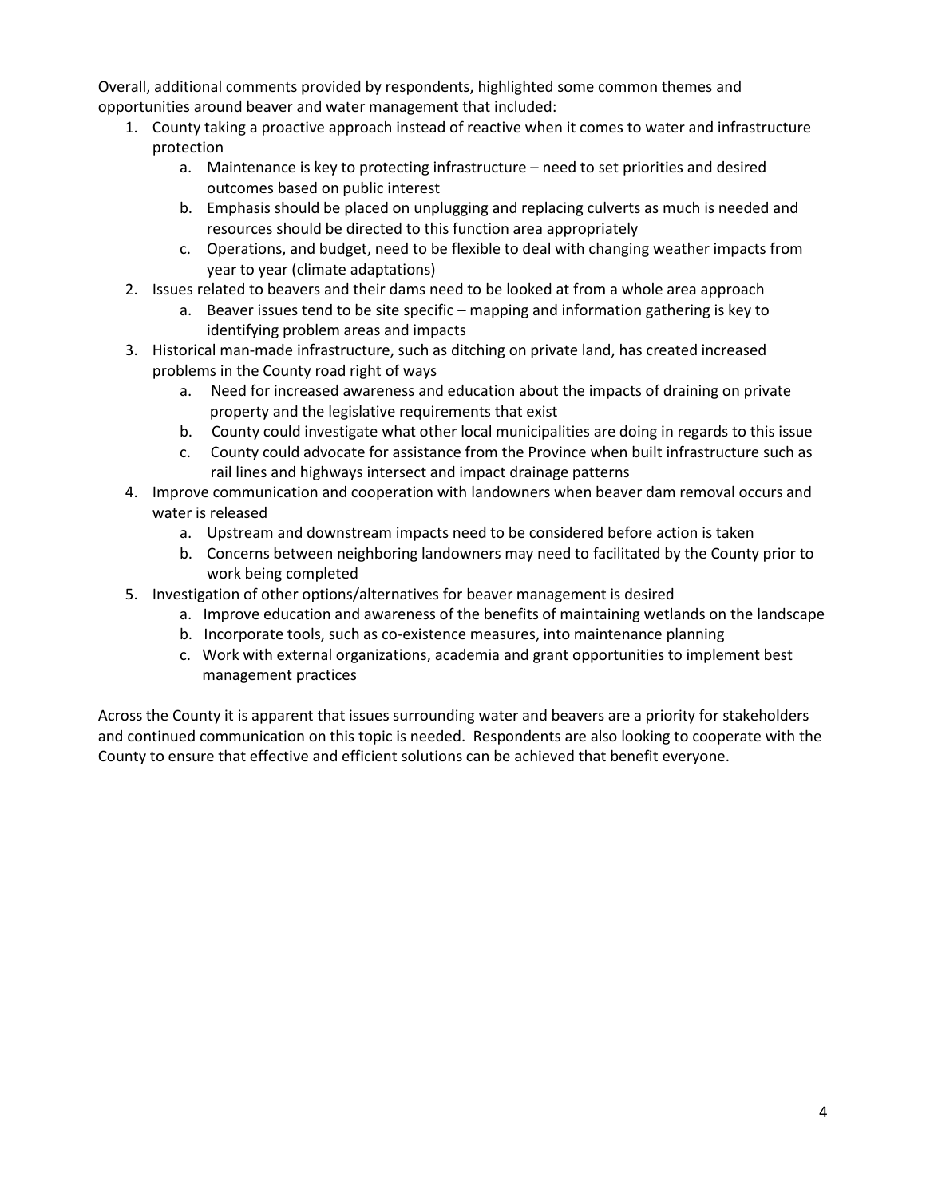Overall, additional comments provided by respondents, highlighted some common themes and opportunities around beaver and water management that included:

1. County taking a proactive approach instead of reactive when it comes to water and infrastructure protection
    a. Maintenance is key to protecting infrastructure – need to set priorities and desired outcomes based on public interest
    b. Emphasis should be placed on unplugging and replacing culverts as much is needed and resources should be directed to this function area appropriately
    c. Operations, and budget, need to be flexible to deal with changing weather impacts from year to year (climate adaptations)
2. Issues related to beavers and their dams need to be looked at from a whole area approach
    a. Beaver issues tend to be site specific – mapping and information gathering is key to identifying problem areas and impacts
3. Historical man-made infrastructure, such as ditching on private land, has created increased problems in the County road right of ways
    a. Need for increased awareness and education about the impacts of draining on private property and the legislative requirements that exist
    b. County could investigate what other local municipalities are doing in regards to this issue
    c. County could advocate for assistance from the Province when built infrastructure such as rail lines and highways intersect and impact drainage patterns
4. Improve communication and cooperation with landowners when beaver dam removal occurs and water is released
    a. Upstream and downstream impacts need to be considered before action is taken
    b. Concerns between neighboring landowners may need to facilitated by the County prior to work being completed
5. Investigation of other options/alternatives for beaver management is desired
    a. Improve education and awareness of the benefits of maintaining wetlands on the landscape
    b. Incorporate tools, such as co-existence measures, into maintenance planning
    c. Work with external organizations, academia and grant opportunities to implement best management practices

Across the County it is apparent that issues surrounding water and beavers are a priority for stakeholders and continued communication on this topic is needed. Respondents are also looking to cooperate with the County to ensure that effective and efficient solutions can be achieved that benefit everyone.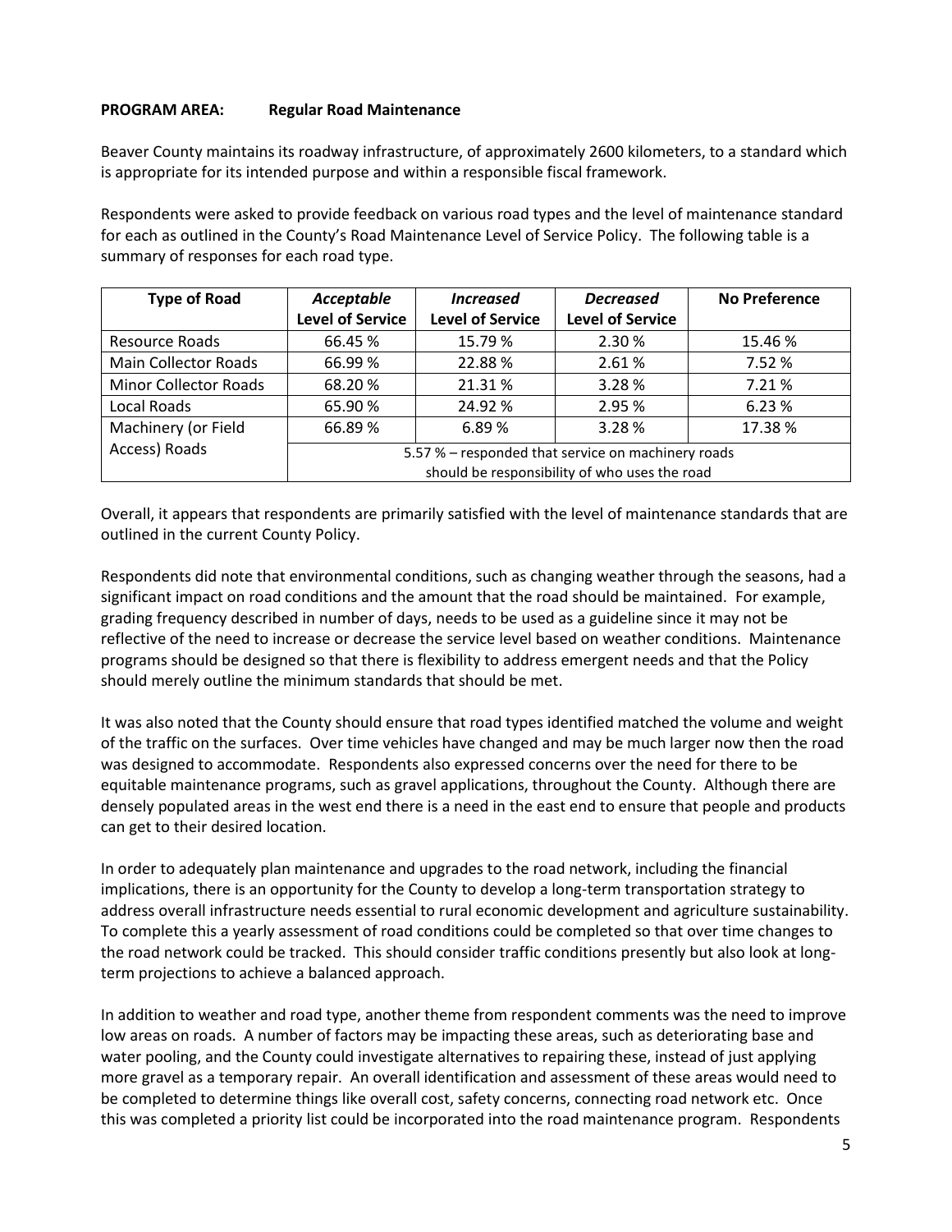**PROGRAM AREA: Regular Road Maintenance**

Beaver County maintains its roadway infrastructure, of approximately 2600 kilometers, to a standard which is appropriate for its intended purpose and within a responsible fiscal framework.

Respondents were asked to provide feedback on various road types and the level of maintenance standard for each as outlined in the County's Road Maintenance Level of Service Policy. The following table is a summary of responses for each road type.

| Type of Road | *Acceptable* Level of Service | *Increased* Level of Service | *Decreased* Level of Service | No Preference |
|---|---|---|---|---|
| Resource Roads | 66.45 % | 15.79 % | 2.30 % | 15.46 % |
| Main Collector Roads | 66.99 % | 22.88 % | 2.61 % | 7.52 % |
| Minor Collector Roads | 68.20 % | 21.31 % | 3.28 % | 7.21 % |
| Local Roads | 65.90 % | 24.92 % | 2.95 % | 6.23 % |
| Machinery (or Field Access) Roads | 66.89 % | 6.89 % | 3.28 % | 17.38 % |
| | 5.57 % – responded that service on machinery roads should be responsibility of who uses the road | | | |

Overall, it appears that respondents are primarily satisfied with the level of maintenance standards that are outlined in the current County Policy.

Respondents did note that environmental conditions, such as changing weather through the seasons, had a significant impact on road conditions and the amount that the road should be maintained. For example, grading frequency described in number of days, needs to be used as a guideline since it may not be reflective of the need to increase or decrease the service level based on weather conditions. Maintenance programs should be designed so that there is flexibility to address emergent needs and that the Policy should merely outline the minimum standards that should be met.

It was also noted that the County should ensure that road types identified matched the volume and weight of the traffic on the surfaces. Over time vehicles have changed and may be much larger now then the road was designed to accommodate. Respondents also expressed concerns over the need for there to be equitable maintenance programs, such as gravel applications, throughout the County. Although there are densely populated areas in the west end there is a need in the east end to ensure that people and products can get to their desired location.

In order to adequately plan maintenance and upgrades to the road network, including the financial implications, there is an opportunity for the County to develop a long-term transportation strategy to address overall infrastructure needs essential to rural economic development and agriculture sustainability. To complete this a yearly assessment of road conditions could be completed so that over time changes to the road network could be tracked. This should consider traffic conditions presently but also look at long-term projections to achieve a balanced approach.

In addition to weather and road type, another theme from respondent comments was the need to improve low areas on roads. A number of factors may be impacting these areas, such as deteriorating base and water pooling, and the County could investigate alternatives to repairing these, instead of just applying more gravel as a temporary repair. An overall identification and assessment of these areas would need to be completed to determine things like overall cost, safety concerns, connecting road network etc. Once this was completed a priority list could be incorporated into the road maintenance program. Respondents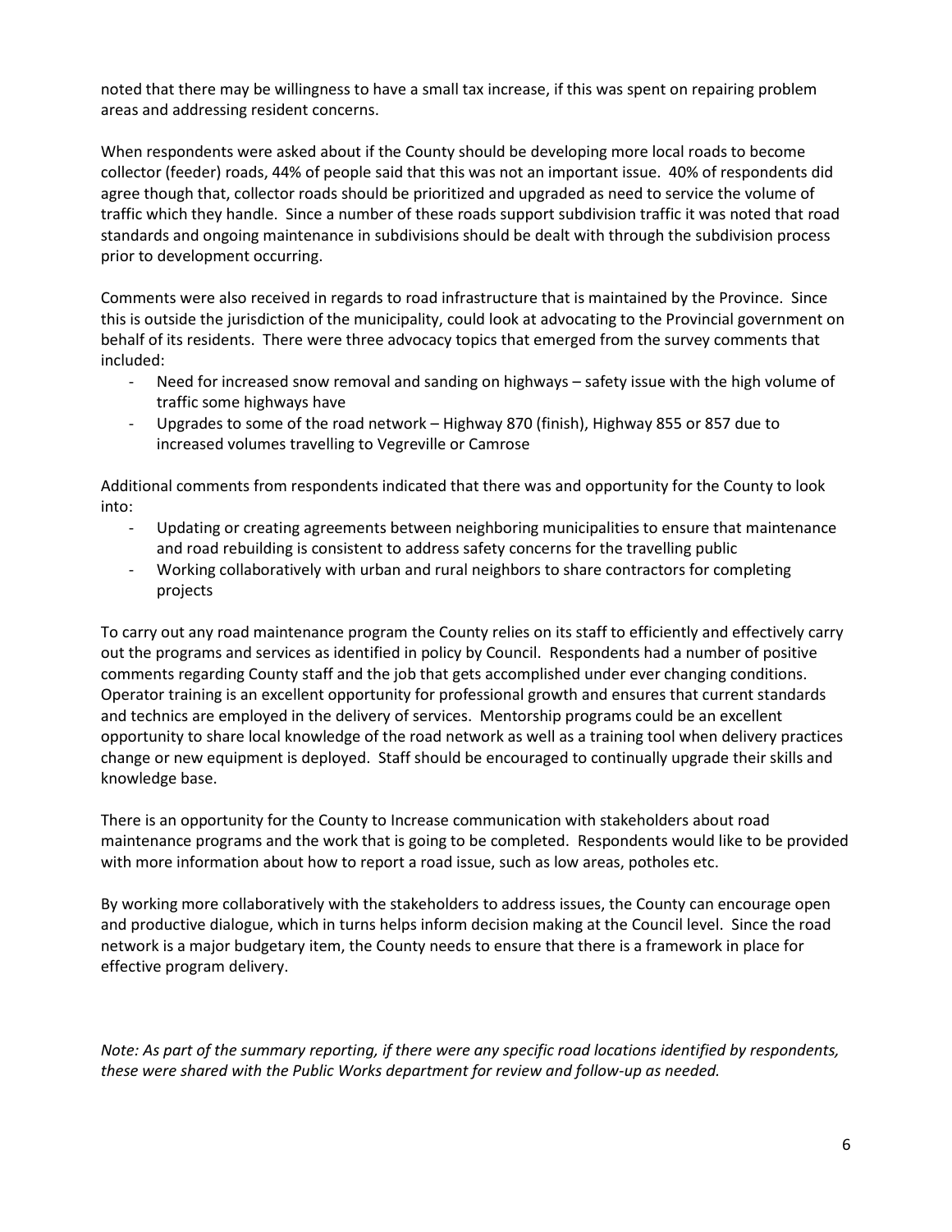noted that there may be willingness to have a small tax increase, if this was spent on repairing problem areas and addressing resident concerns.

When respondents were asked about if the County should be developing more local roads to become collector (feeder) roads, 44% of people said that this was not an important issue. 40% of respondents did agree though that, collector roads should be prioritized and upgraded as need to service the volume of traffic which they handle. Since a number of these roads support subdivision traffic it was noted that road standards and ongoing maintenance in subdivisions should be dealt with through the subdivision process prior to development occurring.

Comments were also received in regards to road infrastructure that is maintained by the Province. Since this is outside the jurisdiction of the municipality, could look at advocating to the Provincial government on behalf of its residents. There were three advocacy topics that emerged from the survey comments that included:

- Need for increased snow removal and sanding on highways – safety issue with the high volume of traffic some highways have
- Upgrades to some of the road network – Highway 870 (finish), Highway 855 or 857 due to increased volumes travelling to Vegreville or Camrose

Additional comments from respondents indicated that there was and opportunity for the County to look into:

- Updating or creating agreements between neighboring municipalities to ensure that maintenance and road rebuilding is consistent to address safety concerns for the travelling public
- Working collaboratively with urban and rural neighbors to share contractors for completing projects

To carry out any road maintenance program the County relies on its staff to efficiently and effectively carry out the programs and services as identified in policy by Council. Respondents had a number of positive comments regarding County staff and the job that gets accomplished under ever changing conditions. Operator training is an excellent opportunity for professional growth and ensures that current standards and technics are employed in the delivery of services. Mentorship programs could be an excellent opportunity to share local knowledge of the road network as well as a training tool when delivery practices change or new equipment is deployed. Staff should be encouraged to continually upgrade their skills and knowledge base.

There is an opportunity for the County to Increase communication with stakeholders about road maintenance programs and the work that is going to be completed. Respondents would like to be provided with more information about how to report a road issue, such as low areas, potholes etc.

By working more collaboratively with the stakeholders to address issues, the County can encourage open and productive dialogue, which in turns helps inform decision making at the Council level. Since the road network is a major budgetary item, the County needs to ensure that there is a framework in place for effective program delivery.

*Note: As part of the summary reporting, if there were any specific road locations identified by respondents, these were shared with the Public Works department for review and follow-up as needed.*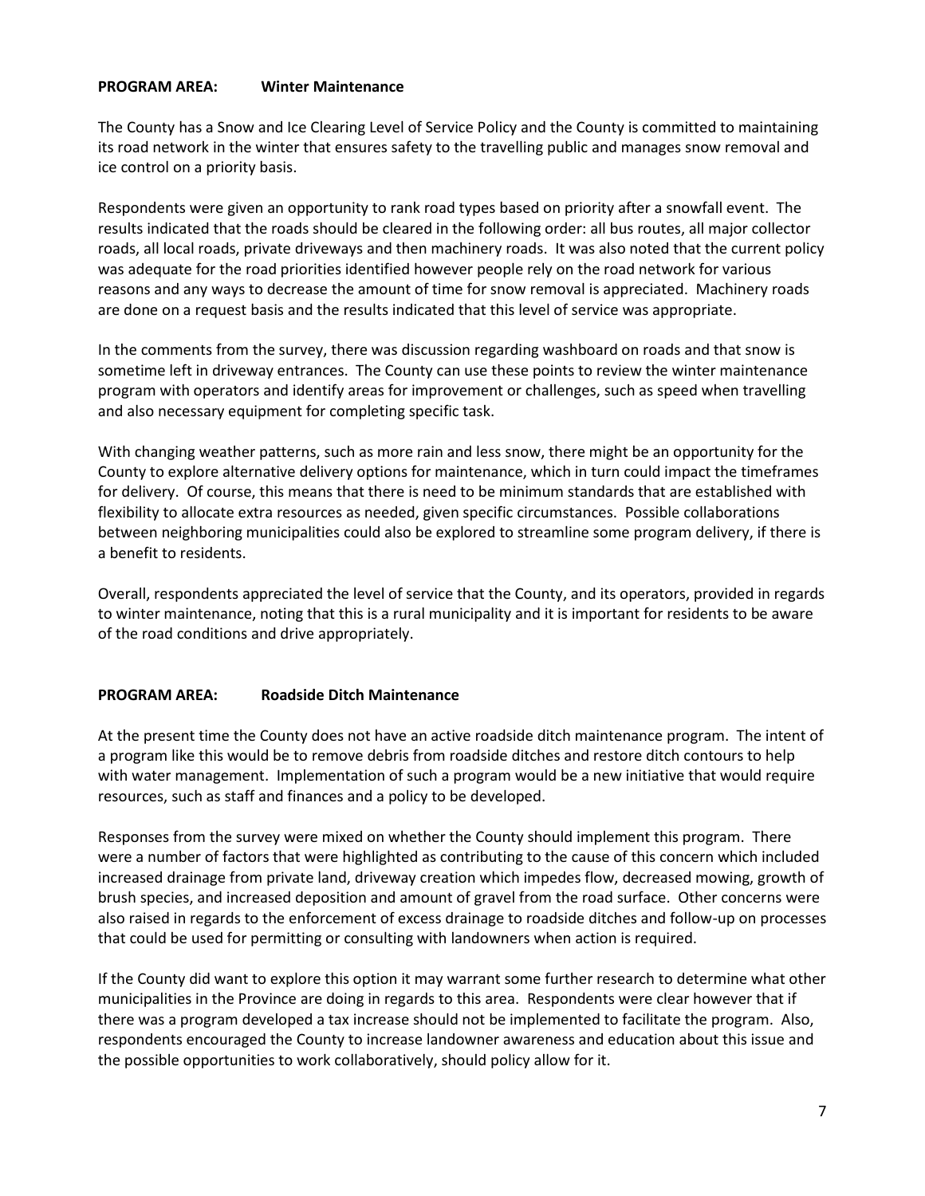**PROGRAM AREA: Winter Maintenance**

The County has a Snow and Ice Clearing Level of Service Policy and the County is committed to maintaining its road network in the winter that ensures safety to the travelling public and manages snow removal and ice control on a priority basis.

Respondents were given an opportunity to rank road types based on priority after a snowfall event. The results indicated that the roads should be cleared in the following order: all bus routes, all major collector roads, all local roads, private driveways and then machinery roads. It was also noted that the current policy was adequate for the road priorities identified however people rely on the road network for various reasons and any ways to decrease the amount of time for snow removal is appreciated. Machinery roads are done on a request basis and the results indicated that this level of service was appropriate.

In the comments from the survey, there was discussion regarding washboard on roads and that snow is sometime left in driveway entrances. The County can use these points to review the winter maintenance program with operators and identify areas for improvement or challenges, such as speed when travelling and also necessary equipment for completing specific task.

With changing weather patterns, such as more rain and less snow, there might be an opportunity for the County to explore alternative delivery options for maintenance, which in turn could impact the timeframes for delivery. Of course, this means that there is need to be minimum standards that are established with flexibility to allocate extra resources as needed, given specific circumstances. Possible collaborations between neighboring municipalities could also be explored to streamline some program delivery, if there is a benefit to residents.

Overall, respondents appreciated the level of service that the County, and its operators, provided in regards to winter maintenance, noting that this is a rural municipality and it is important for residents to be aware of the road conditions and drive appropriately.

**PROGRAM AREA: Roadside Ditch Maintenance**

At the present time the County does not have an active roadside ditch maintenance program. The intent of a program like this would be to remove debris from roadside ditches and restore ditch contours to help with water management. Implementation of such a program would be a new initiative that would require resources, such as staff and finances and a policy to be developed.

Responses from the survey were mixed on whether the County should implement this program. There were a number of factors that were highlighted as contributing to the cause of this concern which included increased drainage from private land, driveway creation which impedes flow, decreased mowing, growth of brush species, and increased deposition and amount of gravel from the road surface. Other concerns were also raised in regards to the enforcement of excess drainage to roadside ditches and follow-up on processes that could be used for permitting or consulting with landowners when action is required.

If the County did want to explore this option it may warrant some further research to determine what other municipalities in the Province are doing in regards to this area. Respondents were clear however that if there was a program developed a tax increase should not be implemented to facilitate the program. Also, respondents encouraged the County to increase landowner awareness and education about this issue and the possible opportunities to work collaboratively, should policy allow for it.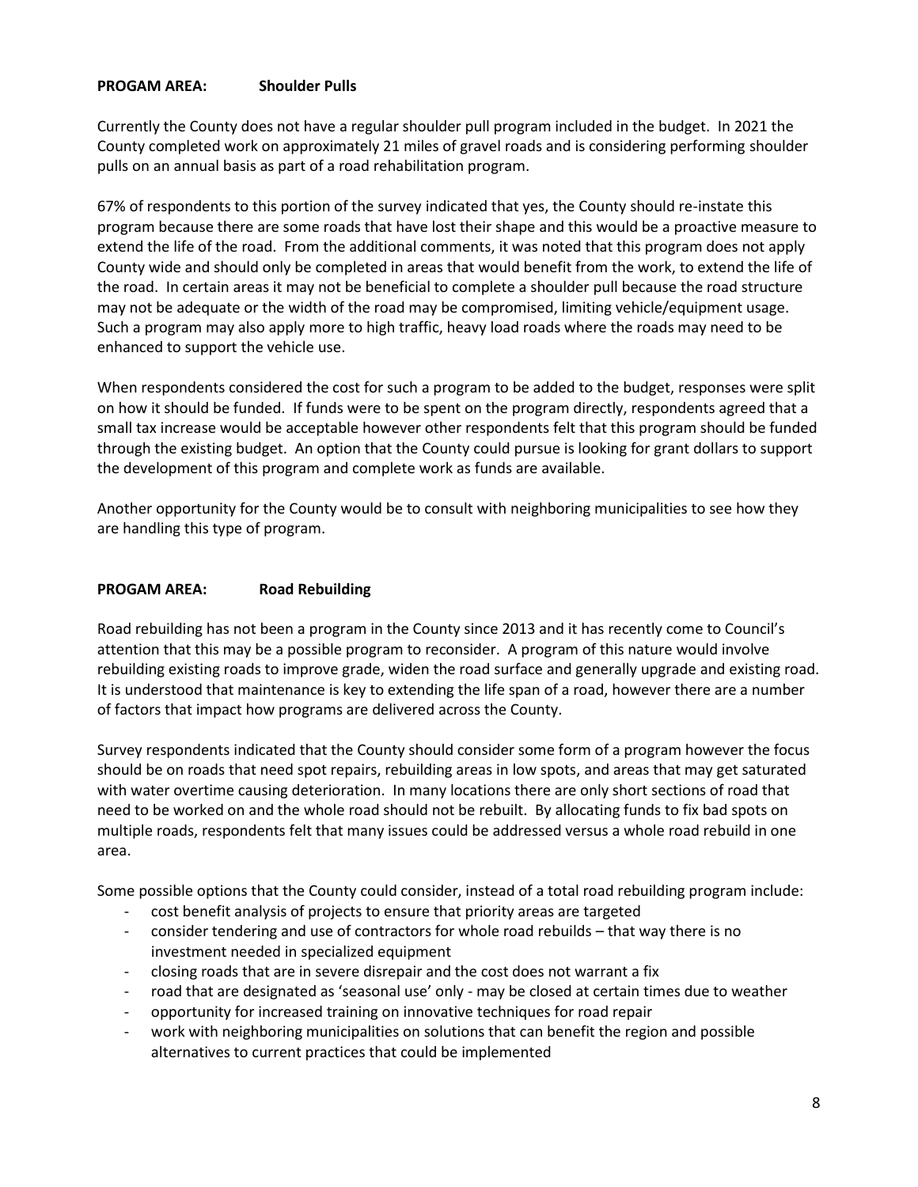**PROGAM AREA: Shoulder Pulls**

Currently the County does not have a regular shoulder pull program included in the budget. In 2021 the County completed work on approximately 21 miles of gravel roads and is considering performing shoulder pulls on an annual basis as part of a road rehabilitation program.

67% of respondents to this portion of the survey indicated that yes, the County should re-instate this program because there are some roads that have lost their shape and this would be a proactive measure to extend the life of the road. From the additional comments, it was noted that this program does not apply County wide and should only be completed in areas that would benefit from the work, to extend the life of the road. In certain areas it may not be beneficial to complete a shoulder pull because the road structure may not be adequate or the width of the road may be compromised, limiting vehicle/equipment usage. Such a program may also apply more to high traffic, heavy load roads where the roads may need to be enhanced to support the vehicle use.

When respondents considered the cost for such a program to be added to the budget, responses were split on how it should be funded. If funds were to be spent on the program directly, respondents agreed that a small tax increase would be acceptable however other respondents felt that this program should be funded through the existing budget. An option that the County could pursue is looking for grant dollars to support the development of this program and complete work as funds are available.

Another opportunity for the County would be to consult with neighboring municipalities to see how they are handling this type of program.

**PROGAM AREA: Road Rebuilding**

Road rebuilding has not been a program in the County since 2013 and it has recently come to Council's attention that this may be a possible program to reconsider. A program of this nature would involve rebuilding existing roads to improve grade, widen the road surface and generally upgrade and existing road. It is understood that maintenance is key to extending the life span of a road, however there are a number of factors that impact how programs are delivered across the County.

Survey respondents indicated that the County should consider some form of a program however the focus should be on roads that need spot repairs, rebuilding areas in low spots, and areas that may get saturated with water overtime causing deterioration. In many locations there are only short sections of road that need to be worked on and the whole road should not be rebuilt. By allocating funds to fix bad spots on multiple roads, respondents felt that many issues could be addressed versus a whole road rebuild in one area.

Some possible options that the County could consider, instead of a total road rebuilding program include:

- cost benefit analysis of projects to ensure that priority areas are targeted
- consider tendering and use of contractors for whole road rebuilds – that way there is no investment needed in specialized equipment
- closing roads that are in severe disrepair and the cost does not warrant a fix
- road that are designated as 'seasonal use' only - may be closed at certain times due to weather
- opportunity for increased training on innovative techniques for road repair
- work with neighboring municipalities on solutions that can benefit the region and possible alternatives to current practices that could be implemented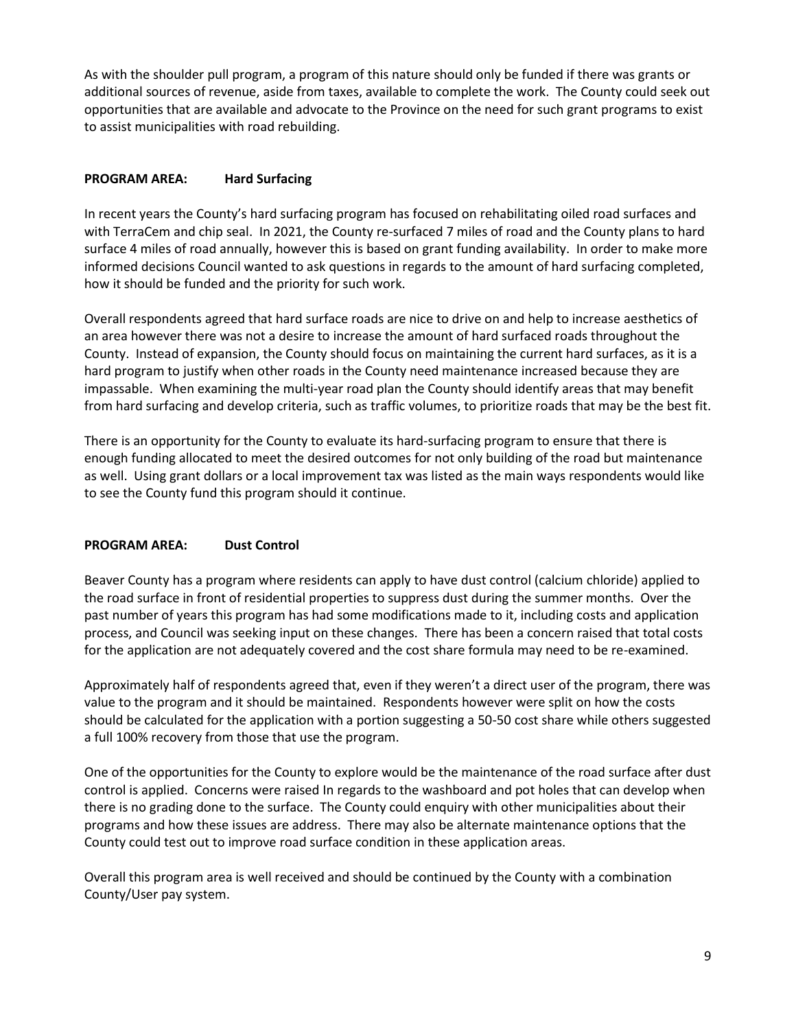As with the shoulder pull program, a program of this nature should only be funded if there was grants or additional sources of revenue, aside from taxes, available to complete the work. The County could seek out opportunities that are available and advocate to the Province on the need for such grant programs to exist to assist municipalities with road rebuilding.

**PROGRAM AREA: Hard Surfacing**

In recent years the County's hard surfacing program has focused on rehabilitating oiled road surfaces and with TerraCem and chip seal. In 2021, the County re-surfaced 7 miles of road and the County plans to hard surface 4 miles of road annually, however this is based on grant funding availability. In order to make more informed decisions Council wanted to ask questions in regards to the amount of hard surfacing completed, how it should be funded and the priority for such work.

Overall respondents agreed that hard surface roads are nice to drive on and help to increase aesthetics of an area however there was not a desire to increase the amount of hard surfaced roads throughout the County. Instead of expansion, the County should focus on maintaining the current hard surfaces, as it is a hard program to justify when other roads in the County need maintenance increased because they are impassable. When examining the multi-year road plan the County should identify areas that may benefit from hard surfacing and develop criteria, such as traffic volumes, to prioritize roads that may be the best fit.

There is an opportunity for the County to evaluate its hard-surfacing program to ensure that there is enough funding allocated to meet the desired outcomes for not only building of the road but maintenance as well. Using grant dollars or a local improvement tax was listed as the main ways respondents would like to see the County fund this program should it continue.

**PROGRAM AREA: Dust Control**

Beaver County has a program where residents can apply to have dust control (calcium chloride) applied to the road surface in front of residential properties to suppress dust during the summer months. Over the past number of years this program has had some modifications made to it, including costs and application process, and Council was seeking input on these changes. There has been a concern raised that total costs for the application are not adequately covered and the cost share formula may need to be re-examined.

Approximately half of respondents agreed that, even if they weren't a direct user of the program, there was value to the program and it should be maintained. Respondents however were split on how the costs should be calculated for the application with a portion suggesting a 50-50 cost share while others suggested a full 100% recovery from those that use the program.

One of the opportunities for the County to explore would be the maintenance of the road surface after dust control is applied. Concerns were raised In regards to the washboard and pot holes that can develop when there is no grading done to the surface. The County could enquiry with other municipalities about their programs and how these issues are address. There may also be alternate maintenance options that the County could test out to improve road surface condition in these application areas.

Overall this program area is well received and should be continued by the County with a combination County/User pay system.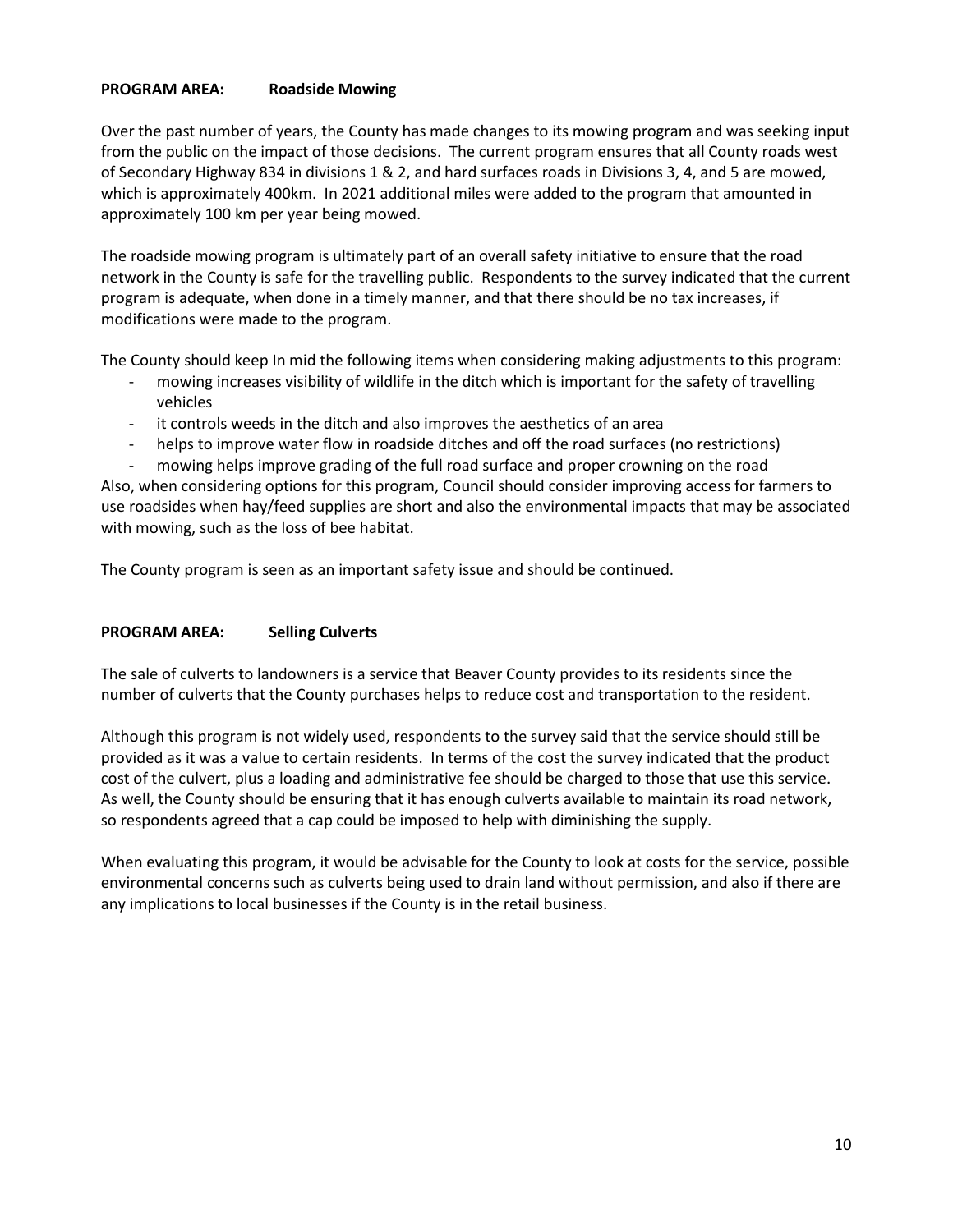**PROGRAM AREA: Roadside Mowing**

Over the past number of years, the County has made changes to its mowing program and was seeking input from the public on the impact of those decisions. The current program ensures that all County roads west of Secondary Highway 834 in divisions 1 & 2, and hard surfaces roads in Divisions 3, 4, and 5 are mowed, which is approximately 400km. In 2021 additional miles were added to the program that amounted in approximately 100 km per year being mowed.

The roadside mowing program is ultimately part of an overall safety initiative to ensure that the road network in the County is safe for the travelling public. Respondents to the survey indicated that the current program is adequate, when done in a timely manner, and that there should be no tax increases, if modifications were made to the program.

The County should keep In mid the following items when considering making adjustments to this program:

- mowing increases visibility of wildlife in the ditch which is important for the safety of travelling vehicles
- it controls weeds in the ditch and also improves the aesthetics of an area
- helps to improve water flow in roadside ditches and off the road surfaces (no restrictions)
- mowing helps improve grading of the full road surface and proper crowning on the road

Also, when considering options for this program, Council should consider improving access for farmers to use roadsides when hay/feed supplies are short and also the environmental impacts that may be associated with mowing, such as the loss of bee habitat.

The County program is seen as an important safety issue and should be continued.

**PROGRAM AREA: Selling Culverts**

The sale of culverts to landowners is a service that Beaver County provides to its residents since the number of culverts that the County purchases helps to reduce cost and transportation to the resident.

Although this program is not widely used, respondents to the survey said that the service should still be provided as it was a value to certain residents. In terms of the cost the survey indicated that the product cost of the culvert, plus a loading and administrative fee should be charged to those that use this service. As well, the County should be ensuring that it has enough culverts available to maintain its road network, so respondents agreed that a cap could be imposed to help with diminishing the supply.

When evaluating this program, it would be advisable for the County to look at costs for the service, possible environmental concerns such as culverts being used to drain land without permission, and also if there are any implications to local businesses if the County is in the retail business.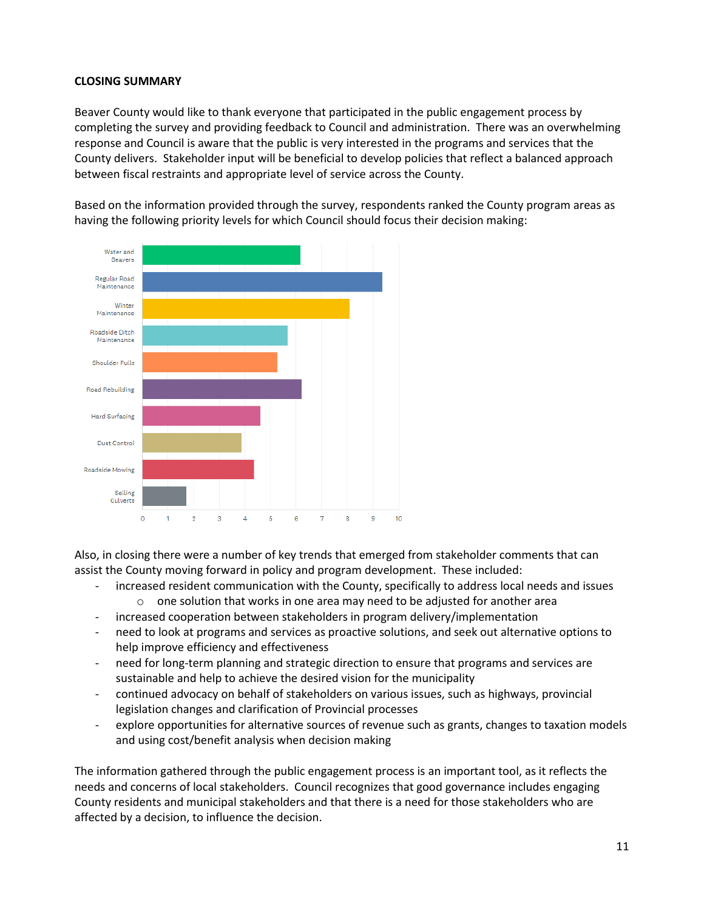**CLOSING SUMMARY**

Beaver County would like to thank everyone that participated in the public engagement process by completing the survey and providing feedback to Council and administration. There was an overwhelming response and Council is aware that the public is very interested in the programs and services that the County delivers. Stakeholder input will be beneficial to develop policies that reflect a balanced approach between fiscal restraints and appropriate level of service across the County.

Based on the information provided through the survey, respondents ranked the County program areas as having the following priority levels for which Council should focus their decision making:

Water and Beavers
Regular Road Maintenance
Winter Maintenance
Roadside Ditch Maintenance
Shoulder Pulls
Road Rebuilding
Hard Surfacing
Dust Control
Roadside Mowing
Selling Culverts

0 1 2 3 4 5 6 7 8 9 10

Also, in closing there were a number of key trends that emerged from stakeholder comments that can assist the County moving forward in policy and program development. These included:

- increased resident communication with the County, specifically to address local needs and issues
  - one solution that works in one area may need to be adjusted for another area
- increased cooperation between stakeholders in program delivery/implementation
- need to look at programs and services as proactive solutions, and seek out alternative options to help improve efficiency and effectiveness
- need for long-term planning and strategic direction to ensure that programs and services are sustainable and help to achieve the desired vision for the municipality
- continued advocacy on behalf of stakeholders on various issues, such as highways, provincial legislation changes and clarification of Provincial processes
- explore opportunities for alternative sources of revenue such as grants, changes to taxation models and using cost/benefit analysis when decision making

The information gathered through the public engagement process is an important tool, as it reflects the needs and concerns of local stakeholders. Council recognizes that good governance includes engaging County residents and municipal stakeholders and that there is a need for those stakeholders who are affected by a decision, to influence the decision.